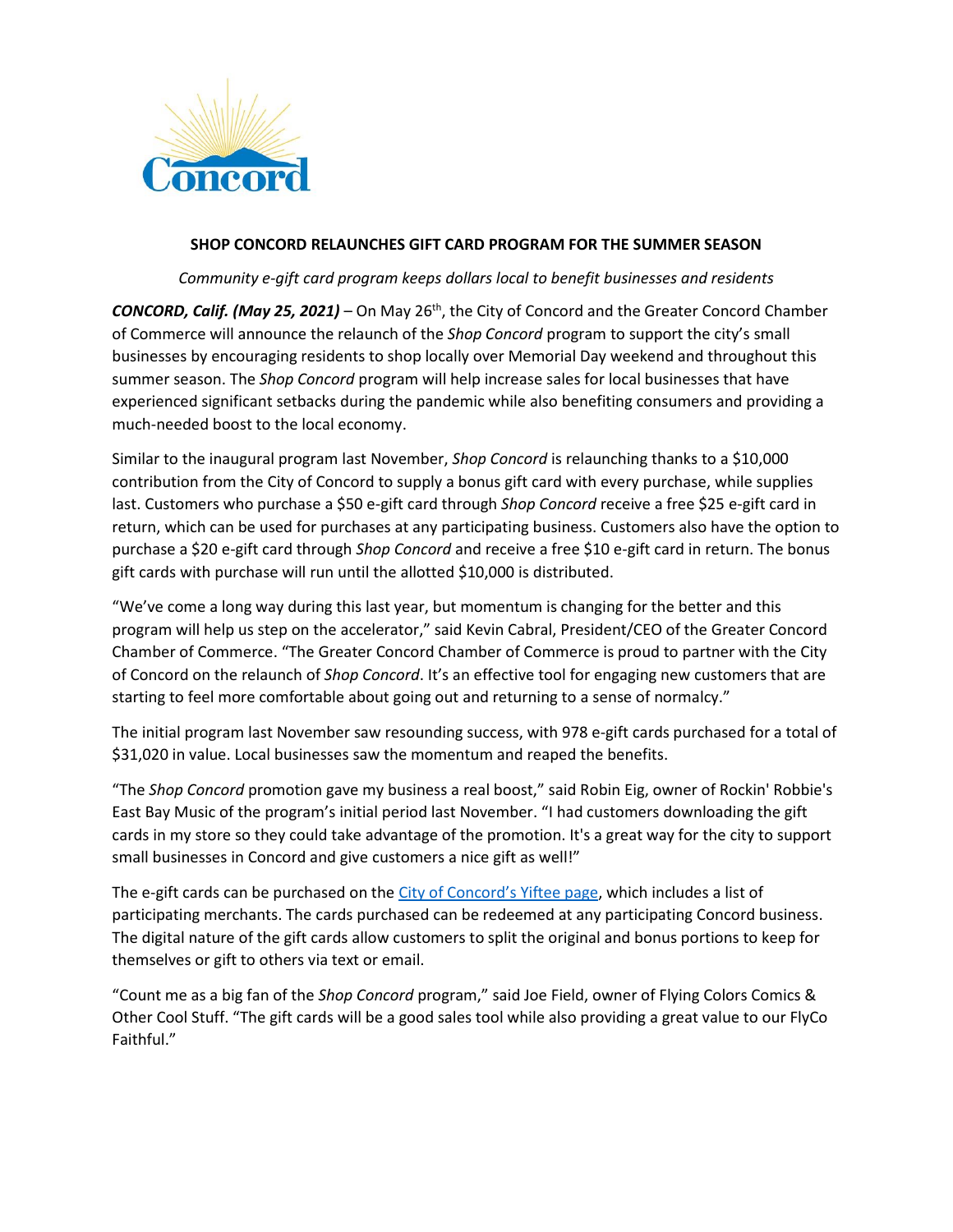**SHOP CONCORD RELAUNCHES GIFT CARD PROGRAM FOR THE SUMMER SEASON**

*Community e-gift card program keeps dollars local to benefit businesses and residents*

***CONCORD, Calif. (May 25, 2021)*** – On May 26th, the City of Concord and the Greater Concord Chamber of Commerce will announce the relaunch of the *Shop Concord* program to support the city's small businesses by encouraging residents to shop locally over Memorial Day weekend and throughout this summer season. The *Shop Concord* program will help increase sales for local businesses that have experienced significant setbacks during the pandemic while also benefiting consumers and providing a much-needed boost to the local economy.

Similar to the inaugural program last November, *Shop Concord* is relaunching thanks to a $10,000 contribution from the City of Concord to supply a bonus gift card with every purchase, while supplies last. Customers who purchase a $50 e-gift card through *Shop Concord* receive a free $25 e-gift card in return, which can be used for purchases at any participating business. Customers also have the option to purchase a $20 e-gift card through *Shop Concord* and receive a free $10 e-gift card in return. The bonus gift cards with purchase will run until the allotted $10,000 is distributed.

"We've come a long way during this last year, but momentum is changing for the better and this program will help us step on the accelerator," said Kevin Cabral, President/CEO of the Greater Concord Chamber of Commerce. "The Greater Concord Chamber of Commerce is proud to partner with the City of Concord on the relaunch of *Shop Concord*. It's an effective tool for engaging new customers that are starting to feel more comfortable about going out and returning to a sense of normalcy."

The initial program last November saw resounding success, with 978 e-gift cards purchased for a total of $31,020 in value. Local businesses saw the momentum and reaped the benefits.

"The *Shop Concord* promotion gave my business a real boost," said Robin Eig, owner of Rockin' Robbie's East Bay Music of the program's initial period last November. "I had customers downloading the gift cards in my store so they could take advantage of the promotion. It's a great way for the city to support small businesses in Concord and give customers a nice gift as well!"

The e-gift cards can be purchased on the City of Concord's Yiftee page, which includes a list of participating merchants. The cards purchased can be redeemed at any participating Concord business. The digital nature of the gift cards allow customers to split the original and bonus portions to keep for themselves or gift to others via text or email.

"Count me as a big fan of the *Shop Concord* program," said Joe Field, owner of Flying Colors Comics & Other Cool Stuff. "The gift cards will be a good sales tool while also providing a great value to our FlyCo Faithful."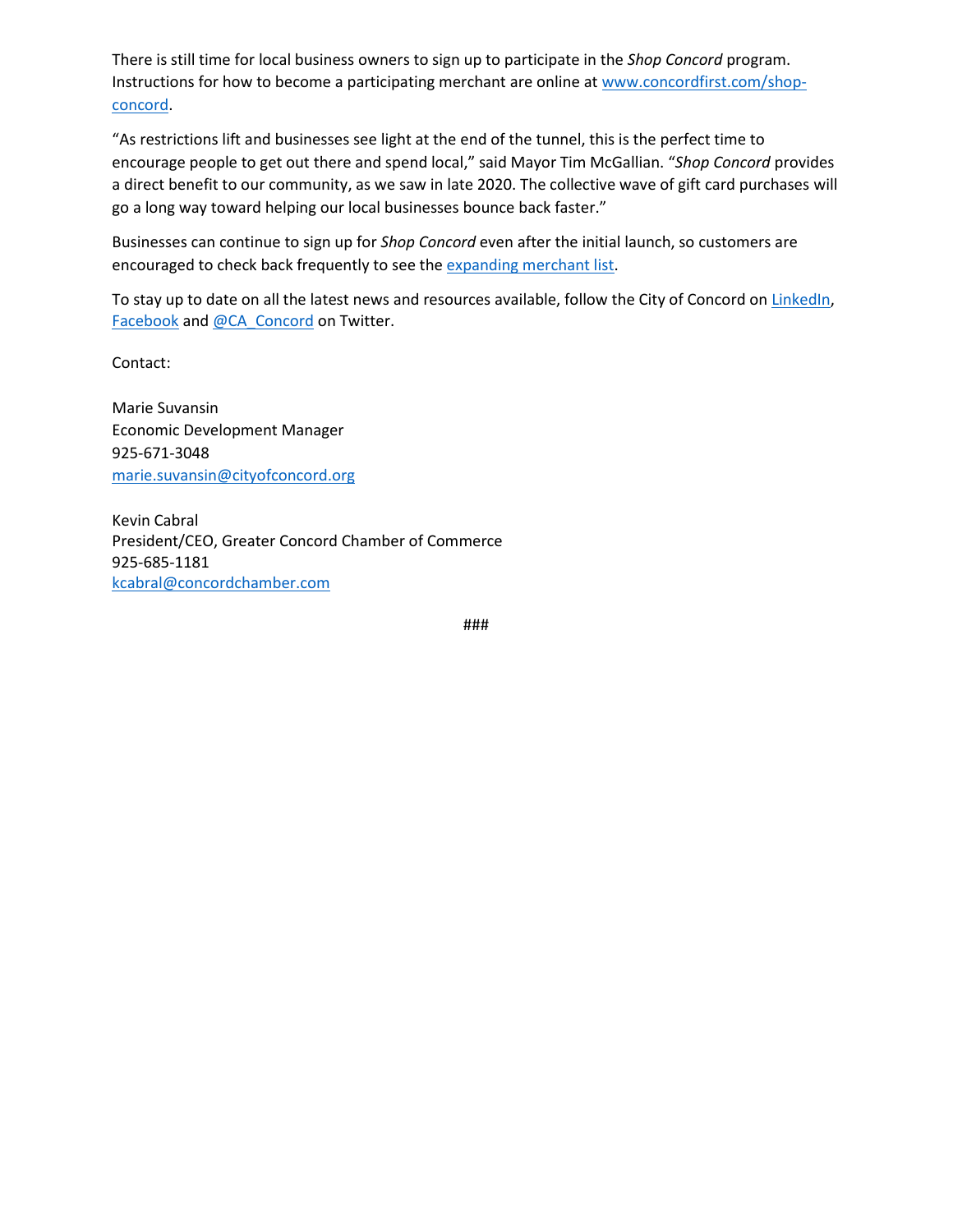There is still time for local business owners to sign up to participate in the *Shop Concord* program. Instructions for how to become a participating merchant are online at [www.concordfirst.com/shop-concord](www.concordfirst.com/shop-concord).

"As restrictions lift and businesses see light at the end of the tunnel, this is the perfect time to encourage people to get out there and spend local," said Mayor Tim McGallian. "*Shop Concord* provides a direct benefit to our community, as we saw in late 2020. The collective wave of gift card purchases will go a long way toward helping our local businesses bounce back faster."

Businesses can continue to sign up for *Shop Concord* even after the initial launch, so customers are encouraged to check back frequently to see the expanding merchant list.

To stay up to date on all the latest news and resources available, follow the City of Concord on LinkedIn, Facebook and @CA_Concord on Twitter.

Contact:

Marie Suvansin
Economic Development Manager
925-671-3048
marie.suvansin@cityofconcord.org

Kevin Cabral
President/CEO, Greater Concord Chamber of Commerce
925-685-1181
kcabral@concordchamber.com

###